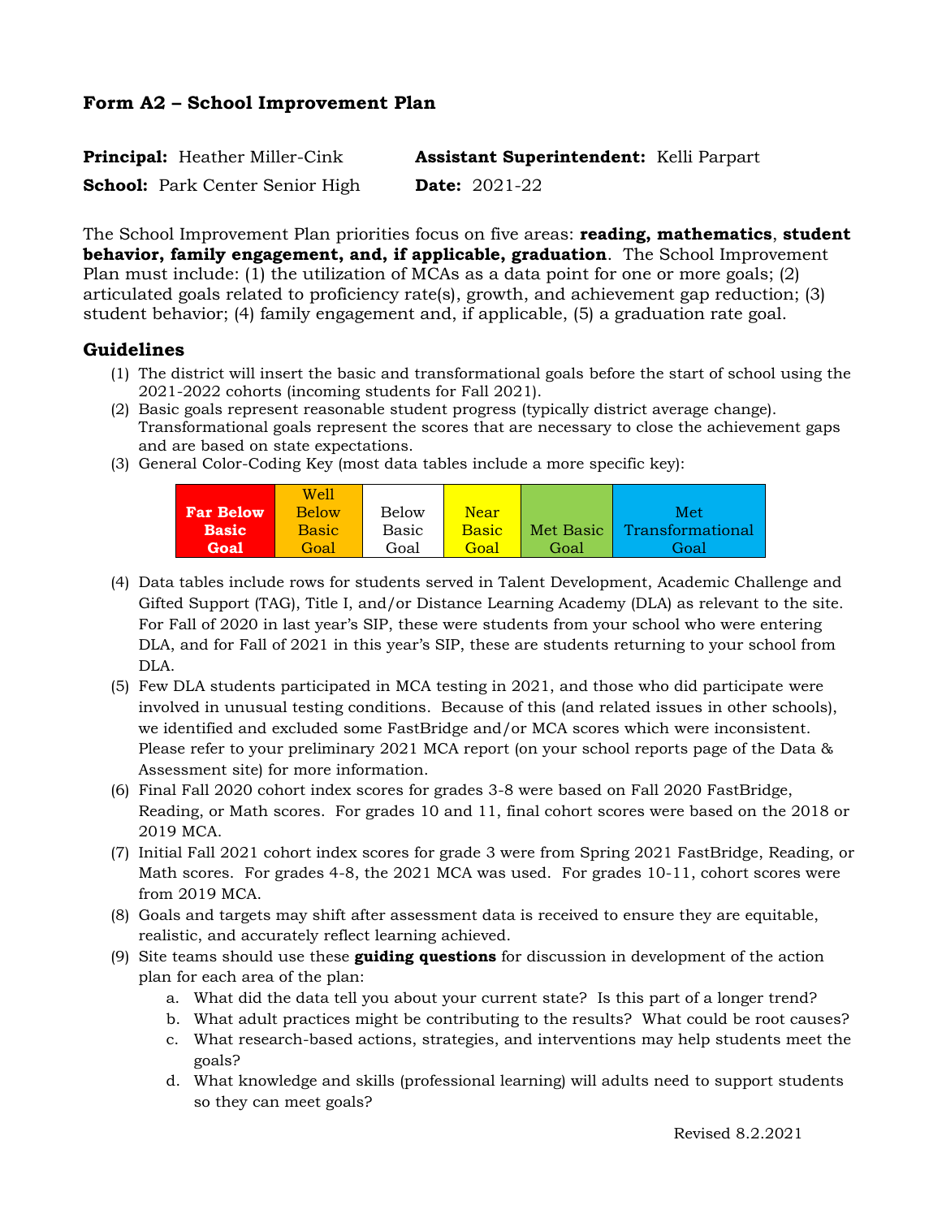## Form A2 – School Improvement Plan

| | |
|---|---|
| **Principal:** Heather Miller-Cink | **Assistant Superintendent:** Kelli Parpart |
| **School:** Park Center Senior High | **Date:** 2021-22 |

The School Improvement Plan priorities focus on five areas: **reading, mathematics**, **student behavior, family engagement, and, if applicable, graduation**. The School Improvement Plan must include: (1) the utilization of MCAs as a data point for one or more goals; (2) articulated goals related to proficiency rate(s), growth, and achievement gap reduction; (3) student behavior; (4) family engagement and, if applicable, (5) a graduation rate goal.

### Guidelines

1. The district will insert the basic and transformational goals before the start of school using the 2021-2022 cohorts (incoming students for Fall 2021).
2. Basic goals represent reasonable student progress (typically district average change). Transformational goals represent the scores that are necessary to close the achievement gaps and are based on state expectations.
3. General Color-Coding Key (most data tables include a more specific key):

| Far Below Basic Goal | Well Below Basic Goal | Below Basic Goal | Near Basic Goal | Met Basic Goal | Met Transformational Goal |
|---|---|---|---|---|---|

4. Data tables include rows for students served in Talent Development, Academic Challenge and Gifted Support (TAG), Title I, and/or Distance Learning Academy (DLA) as relevant to the site. For Fall of 2020 in last year's SIP, these were students from your school who were entering DLA, and for Fall of 2021 in this year's SIP, these are students returning to your school from DLA.
5. Few DLA students participated in MCA testing in 2021, and those who did participate were involved in unusual testing conditions. Because of this (and related issues in other schools), we identified and excluded some FastBridge and/or MCA scores which were inconsistent. Please refer to your preliminary 2021 MCA report (on your school reports page of the Data & Assessment site) for more information.
6. Final Fall 2020 cohort index scores for grades 3-8 were based on Fall 2020 FastBridge, Reading, or Math scores. For grades 10 and 11, final cohort scores were based on the 2018 or 2019 MCA.
7. Initial Fall 2021 cohort index scores for grade 3 were from Spring 2021 FastBridge, Reading, or Math scores. For grades 4-8, the 2021 MCA was used. For grades 10-11, cohort scores were from 2019 MCA.
8. Goals and targets may shift after assessment data is received to ensure they are equitable, realistic, and accurately reflect learning achieved.
9. Site teams should use these **guiding questions** for discussion in development of the action plan for each area of the plan:
   a. What did the data tell you about your current state? Is this part of a longer trend?
   b. What adult practices might be contributing to the results? What could be root causes?
   c. What research-based actions, strategies, and interventions may help students meet the goals?
   d. What knowledge and skills (professional learning) will adults need to support students so they can meet goals?

Revised 8.2.2021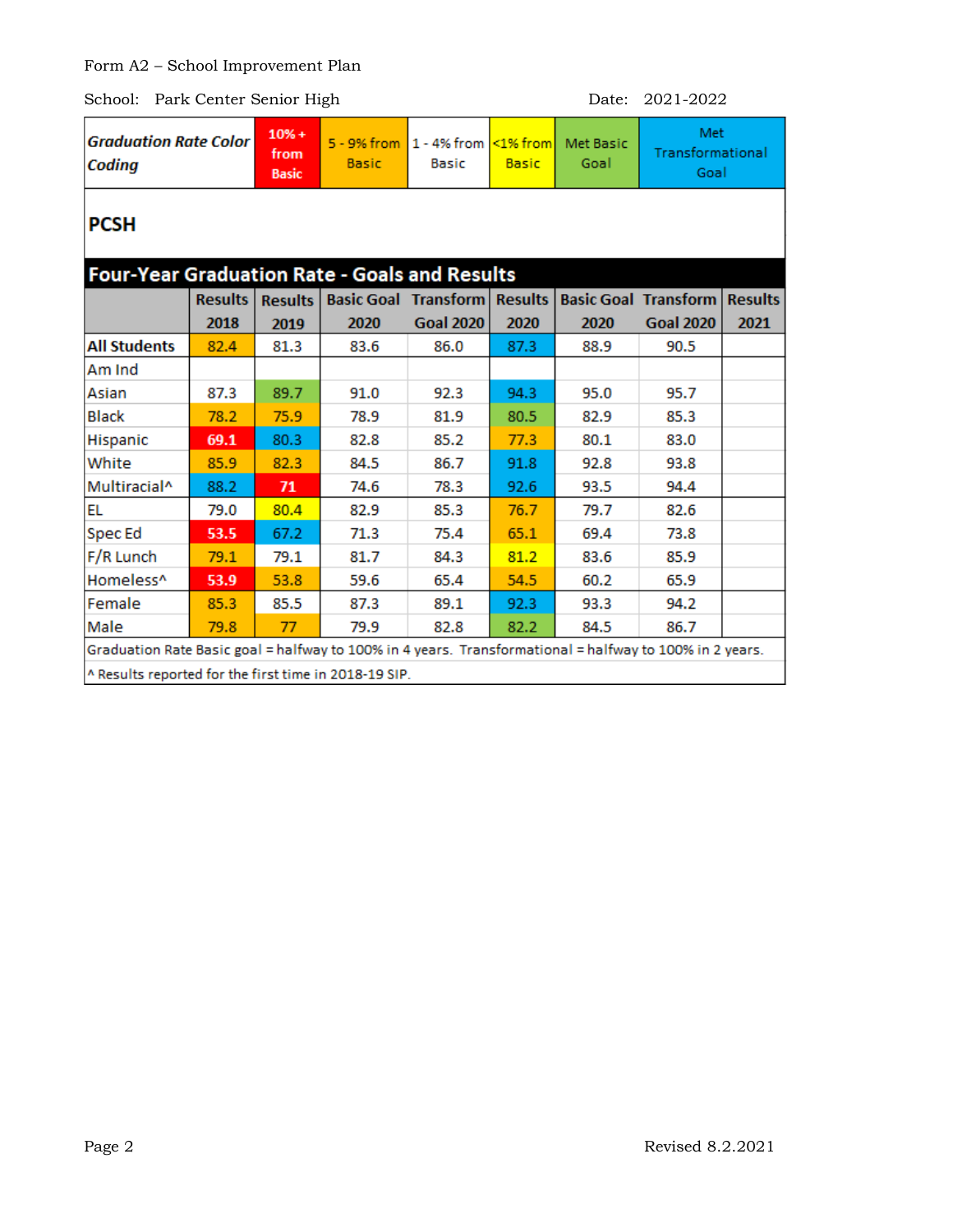Form A2 – School Improvement Plan

School: Park Center Senior High Date: 2021-2022

| Graduation Rate Color Coding | 10% + from Basic | 5 - 9% from Basic | 1 - 4% from Basic | <1% from Basic | Met Basic Goal | Met Transformational Goal |
|---|---|---|---|---|---|---|

## PCSH

### Four-Year Graduation Rate - Goals and Results

| | Results 2018 | Results 2019 | Basic Goal 2020 | Transform Goal 2020 | Results 2020 | Basic Goal 2020 | Transform Goal 2020 | Results 2021 |
|---|---|---|---|---|---|---|---|---|
| **All Students** | 82.4 | 81.3 | 83.6 | 86.0 | 87.3 | 88.9 | 90.5 | |
| Am Ind | | | | | | | | |
| Asian | 87.3 | 89.7 | 91.0 | 92.3 | 94.3 | 95.0 | 95.7 | |
| Black | 78.2 | 75.9 | 78.9 | 81.9 | 80.5 | 82.9 | 85.3 | |
| Hispanic | 69.1 | 80.3 | 82.8 | 85.2 | 77.3 | 80.1 | 83.0 | |
| White | 85.9 | 82.3 | 84.5 | 86.7 | 91.8 | 92.8 | 93.8 | |
| Multiracial^ | 88.2 | 71 | 74.6 | 78.3 | 92.6 | 93.5 | 94.4 | |
| EL | 79.0 | 80.4 | 82.9 | 85.3 | 76.7 | 79.7 | 82.6 | |
| Spec Ed | 53.5 | 67.2 | 71.3 | 75.4 | 65.1 | 69.4 | 73.8 | |
| F/R Lunch | 79.1 | 79.1 | 81.7 | 84.3 | 81.2 | 83.6 | 85.9 | |
| Homeless^ | 53.9 | 53.8 | 59.6 | 65.4 | 54.5 | 60.2 | 65.9 | |
| Female | 85.3 | 85.5 | 87.3 | 89.1 | 92.3 | 93.3 | 94.2 | |
| Male | 79.8 | 77 | 79.9 | 82.8 | 82.2 | 84.5 | 86.7 | |

Graduation Rate Basic goal = halfway to 100% in 4 years. Transformational = halfway to 100% in 2 years.

^ Results reported for the first time in 2018-19 SIP.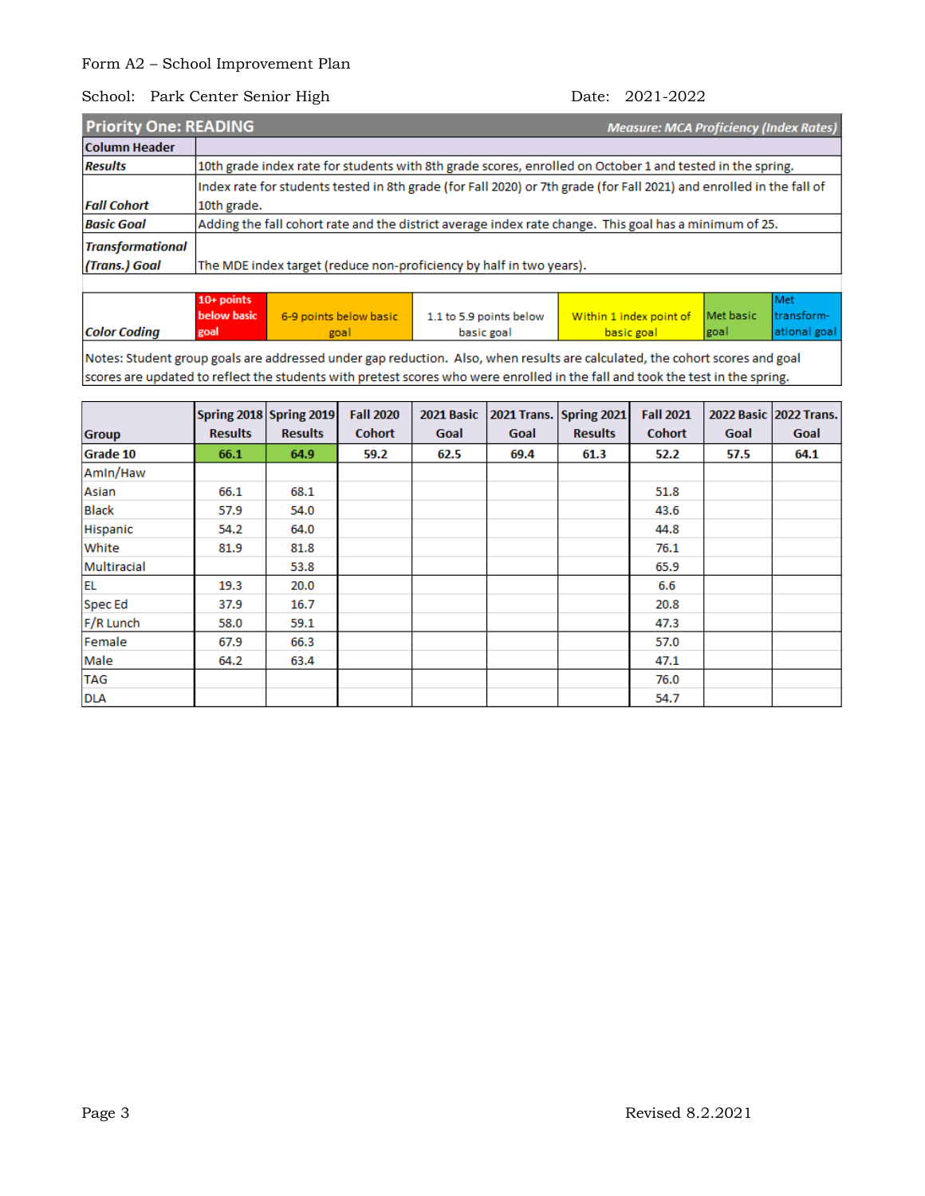Form A2 – School Improvement Plan

School: Park Center Senior High

Date: 2021-2022

| Priority One: READING | Measure: MCA Proficiency (Index Rates) |
|---|---|
| **Column Header** | |
| ***Results*** | 10th grade index rate for students with 8th grade scores, enrolled on October 1 and tested in the spring. |
| ***Fall Cohort*** | Index rate for students tested in 8th grade (for Fall 2020) or 7th grade (for Fall 2021) and enrolled in the fall of 10th grade. |
| ***Basic Goal*** | Adding the fall cohort rate and the district average index rate change. This goal has a minimum of 25. |
| ***Transformational (Trans.) Goal*** | The MDE index target (reduce non-proficiency by half in two years). |

| ***Color Coding*** | 10+ points below basic goal | 6-9 points below basic goal | 1.1 to 5.9 points below basic goal | Within 1 index point of basic goal | Met basic goal | Met transform-ational goal |
|---|---|---|---|---|---|---|

Notes: Student group goals are addressed under gap reduction. Also, when results are calculated, the cohort scores and goal scores are updated to reflect the students with pretest scores who were enrolled in the fall and took the test in the spring.

| Group | Spring 2018 Results | Spring 2019 Results | Fall 2020 Cohort | 2021 Basic Goal | 2021 Trans. Goal | Spring 2021 Results | Fall 2021 Cohort | 2022 Basic Goal | 2022 Trans. Goal |
|---|---|---|---|---|---|---|---|---|---|
| **Grade 10** | **66.1** | **64.9** | **59.2** | **62.5** | **69.4** | **61.3** | **52.2** | **57.5** | **64.1** |
| AmIn/Haw | | | | | | | | | |
| Asian | 66.1 | 68.1 | | | | | 51.8 | | |
| Black | 57.9 | 54.0 | | | | | 43.6 | | |
| Hispanic | 54.2 | 64.0 | | | | | 44.8 | | |
| White | 81.9 | 81.8 | | | | | 76.1 | | |
| Multiracial | | 53.8 | | | | | 65.9 | | |
| EL | 19.3 | 20.0 | | | | | 6.6 | | |
| Spec Ed | 37.9 | 16.7 | | | | | 20.8 | | |
| F/R Lunch | 58.0 | 59.1 | | | | | 47.3 | | |
| Female | 67.9 | 66.3 | | | | | 57.0 | | |
| Male | 64.2 | 63.4 | | | | | 47.1 | | |
| TAG | | | | | | | 76.0 | | |
| DLA | | | | | | | 54.7 | | |

Revised 8.2.2021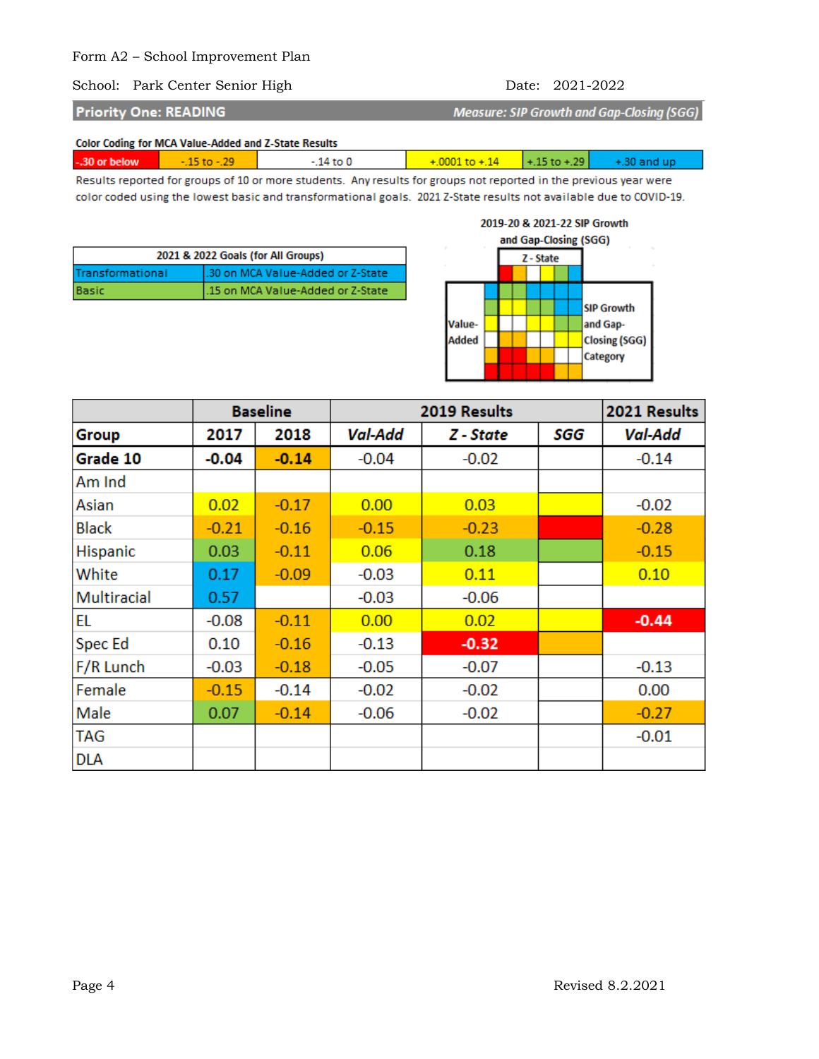Form A2 – School Improvement Plan

School: Park Center Senior High  Date: 2021-2022

## Priority One: READING

*Measure: SIP Growth and Gap-Closing (SGG)*

**Color Coding for MCA Value-Added and Z-State Results**

| -.30 or below | -.15 to -.29 | -.14 to 0 | +.0001 to +.14 | +.15 to +.29 | +.30 and up |
|---|---|---|---|---|---|

Results reported for groups of 10 or more students. Any results for groups not reported in the previous year were color coded using the lowest basic and transformational goals. 2021 Z-State results not available due to COVID-19.

| 2021 & 2022 Goals (for All Groups) | |
|---|---|
| Transformational | .30 on MCA Value-Added or Z-State |
| Basic | .15 on MCA Value-Added or Z-State |

2019-20 & 2021-22 SIP Growth and Gap-Closing (SGG)

Z - State

Value-Added

SIP Growth and Gap-Closing (SGG) Category

| | Baseline | | 2019 Results | | | 2021 Results |
|---|---|---|---|---|---|---|
| **Group** | **2017** | **2018** | ***Val-Add*** | ***Z - State*** | ***SGG*** | ***Val-Add*** |
| **Grade 10** | **-0.04** | **-0.14** | -0.04 | -0.02 | | -0.14 |
| Am Ind | | | | | | |
| Asian | 0.02 | -0.17 | 0.00 | 0.03 | | -0.02 |
| Black | -0.21 | -0.16 | -0.15 | -0.23 | | -0.28 |
| Hispanic | 0.03 | -0.11 | 0.06 | 0.18 | | -0.15 |
| White | 0.17 | -0.09 | -0.03 | 0.11 | | 0.10 |
| Multiracial | 0.57 | | -0.03 | -0.06 | | |
| EL | -0.08 | -0.11 | 0.00 | 0.02 | | **-0.44** |
| Spec Ed | 0.10 | -0.16 | -0.13 | **-0.32** | | |
| F/R Lunch | -0.03 | -0.18 | -0.05 | -0.07 | | -0.13 |
| Female | -0.15 | -0.14 | -0.02 | -0.02 | | 0.00 |
| Male | 0.07 | -0.14 | -0.06 | -0.02 | | -0.27 |
| TAG | | | | | | -0.01 |
| DLA | | | | | | |

Revised 8.2.2021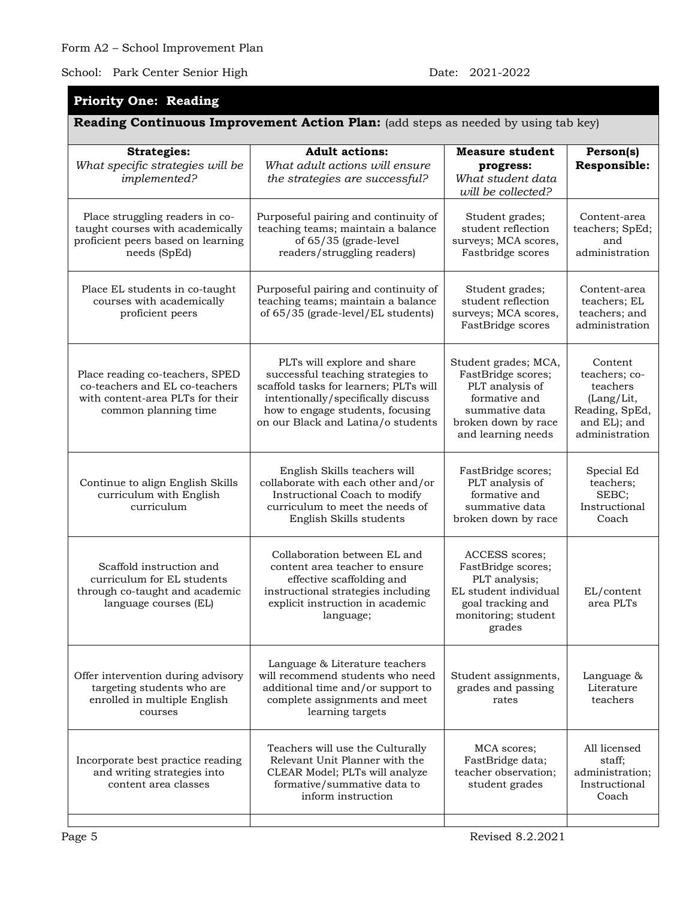Form A2 – School Improvement Plan

School: Park Center Senior High Date: 2021-2022

## Priority One: Reading

**Reading Continuous Improvement Action Plan:** (add steps as needed by using tab key)

| **Strategies:** *What specific strategies will be implemented?* | **Adult actions:** *What adult actions will ensure the strategies are successful?* | **Measure student progress:** *What student data will be collected?* | **Person(s) Responsible:** |
|---|---|---|---|
| Place struggling readers in co-taught courses with academically proficient peers based on learning needs (SpEd) | Purposeful pairing and continuity of teaching teams; maintain a balance of 65/35 (grade-level readers/struggling readers) | Student grades; student reflection surveys; MCA scores, Fastbridge scores | Content-area teachers; SpEd; and administration |
| Place EL students in co-taught courses with academically proficient peers | Purposeful pairing and continuity of teaching teams; maintain a balance of 65/35 (grade-level/EL students) | Student grades; student reflection surveys; MCA scores, FastBridge scores | Content-area teachers; EL teachers; and administration |
| Place reading co-teachers, SPED co-teachers and EL co-teachers with content-area PLTs for their common planning time | PLTs will explore and share successful teaching strategies to scaffold tasks for learners; PLTs will intentionally/specifically discuss how to engage students, focusing on our Black and Latina/o students | Student grades; MCA, FastBridge scores; PLT analysis of formative and summative data broken down by race and learning needs | Content teachers; co-teachers (Lang/Lit, Reading, SpEd, and EL); and administration |
| Continue to align English Skills curriculum with English curriculum | English Skills teachers will collaborate with each other and/or Instructional Coach to modify curriculum to meet the needs of English Skills students | FastBridge scores; PLT analysis of formative and summative data broken down by race | Special Ed teachers; SEBC; Instructional Coach |
| Scaffold instruction and curriculum for EL students through co-taught and academic language courses (EL) | Collaboration between EL and content area teacher to ensure effective scaffolding and instructional strategies including explicit instruction in academic language; | ACCESS scores; FastBridge scores; PLT analysis; EL student individual goal tracking and monitoring; student grades | EL/content area PLTs |
| Offer intervention during advisory targeting students who are enrolled in multiple English courses | Language & Literature teachers will recommend students who need additional time and/or support to complete assignments and meet learning targets | Student assignments, grades and passing rates | Language & Literature teachers |
| Incorporate best practice reading and writing strategies into content area classes | Teachers will use the Culturally Relevant Unit Planner with the CLEAR Model; PLTs will analyze formative/summative data to inform instruction | MCA scores; FastBridge data; teacher observation; student grades | All licensed staff; administration; Instructional Coach |
| | | | |

Revised 8.2.2021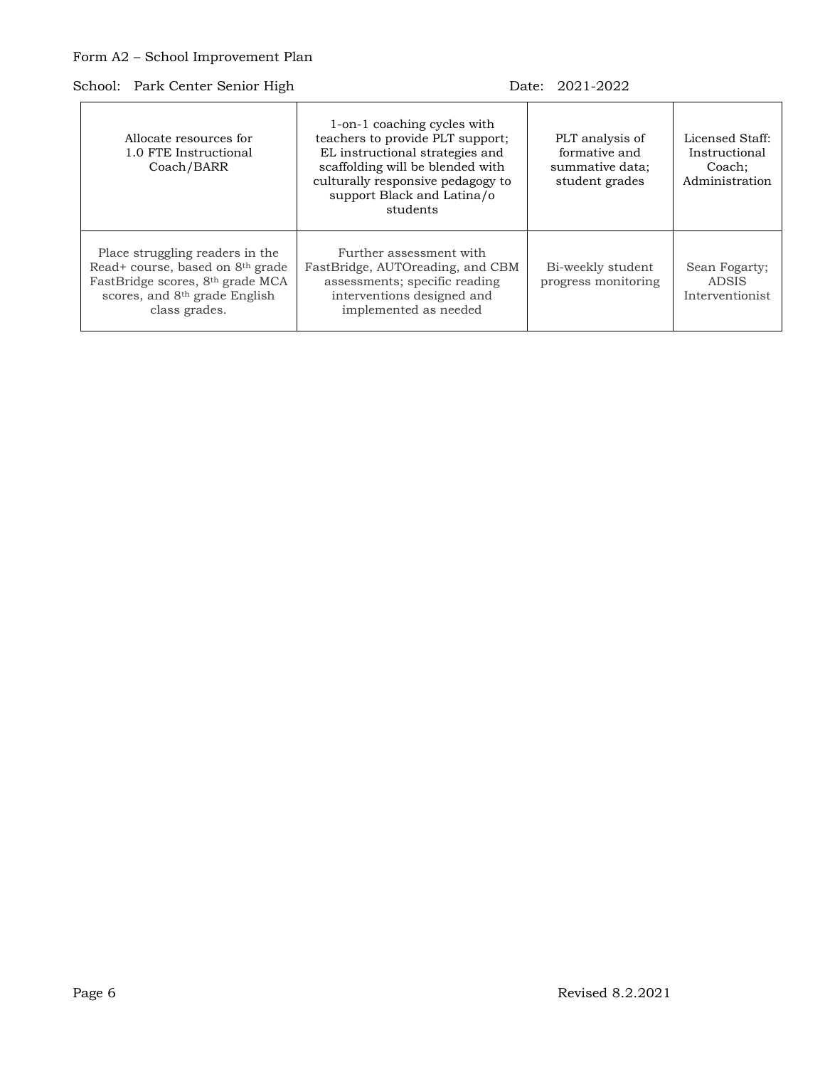Form A2 – School Improvement Plan

School: Park Center Senior High Date: 2021-2022

| | | | |
|---|---|---|---|
| Allocate resources for 1.0 FTE Instructional Coach/BARR | 1-on-1 coaching cycles with teachers to provide PLT support; EL instructional strategies and scaffolding will be blended with culturally responsive pedagogy to support Black and Latina/o students | PLT analysis of formative and summative data; student grades | Licensed Staff: Instructional Coach; Administration |
| Place struggling readers in the Read+ course, based on 8th grade FastBridge scores, 8th grade MCA scores, and 8th grade English class grades. | Further assessment with FastBridge, AUTOreading, and CBM assessments; specific reading interventions designed and implemented as needed | Bi-weekly student progress monitoring | Sean Fogarty; ADSIS Interventionist |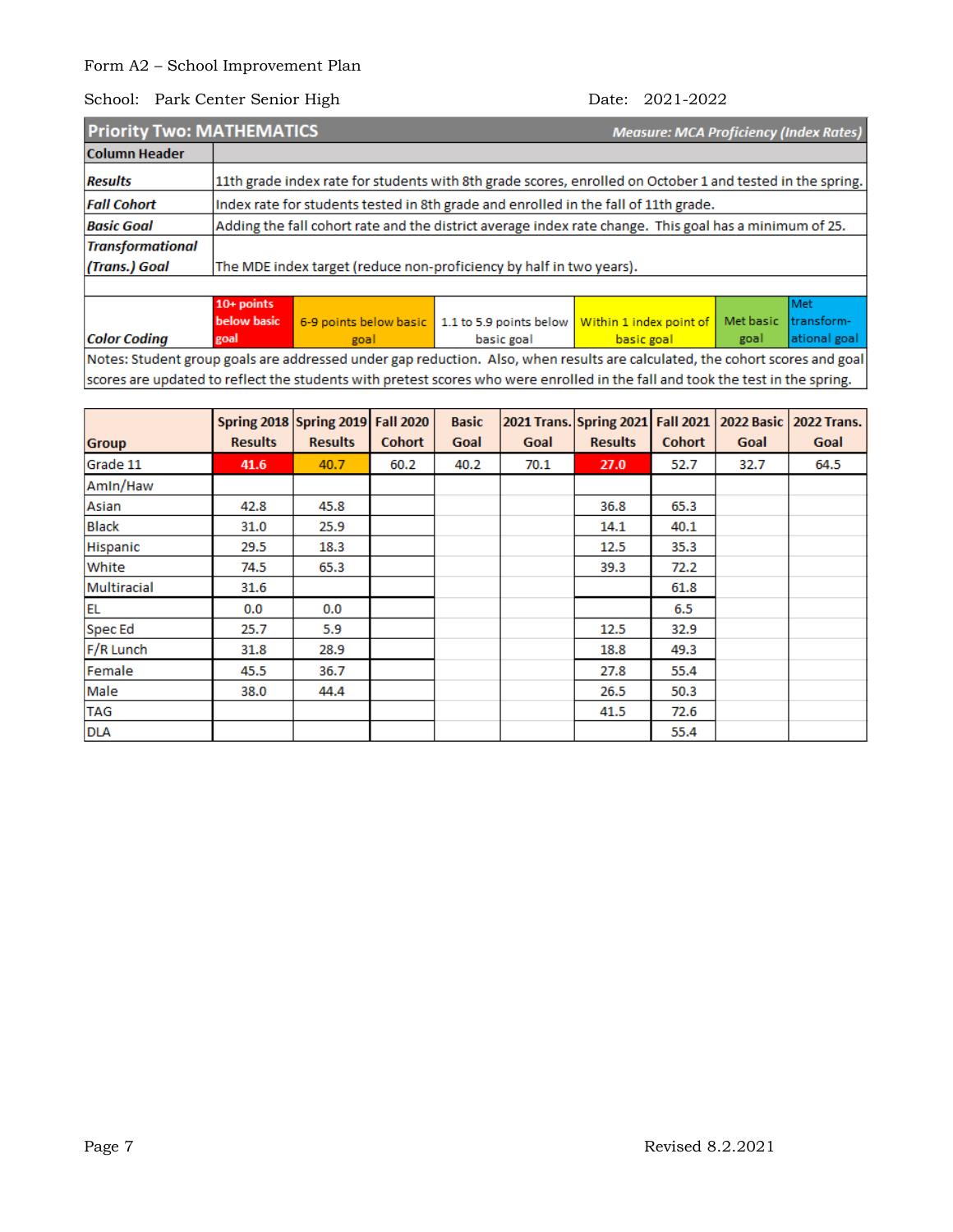Form A2 – School Improvement Plan

School: Park Center Senior High

Date: 2021-2022

## Priority Two: MATHEMATICS

*Measure: MCA Proficiency (Index Rates)*

| **Column Header** | |
|---|---|
| ***Results*** | 11th grade index rate for students with 8th grade scores, enrolled on October 1 and tested in the spring. |
| ***Fall Cohort*** | Index rate for students tested in 8th grade and enrolled in the fall of 11th grade. |
| ***Basic Goal*** | Adding the fall cohort rate and the district average index rate change. This goal has a minimum of 25. |
| ***Transformational (Trans.) Goal*** | The MDE index target (reduce non-proficiency by half in two years). |

| ***Color Coding*** | 10+ points below basic goal | 6-9 points below basic goal | 1.1 to 5.9 points below basic goal | Within 1 index point of basic goal | Met basic goal | Met transform-ational goal |
|---|---|---|---|---|---|---|

Notes: Student group goals are addressed under gap reduction. Also, when results are calculated, the cohort scores and goal scores are updated to reflect the students with pretest scores who were enrolled in the fall and took the test in the spring.

| Group | Spring 2018 Results | Spring 2019 Results | Fall 2020 Cohort | Basic Goal | 2021 Trans. Goal | Spring 2021 Results | Fall 2021 Cohort | 2022 Basic Goal | 2022 Trans. Goal |
|---|---|---|---|---|---|---|---|---|---|
| Grade 11 | 41.6 | 40.7 | 60.2 | 40.2 | 70.1 | 27.0 | 52.7 | 32.7 | 64.5 |
| AmIn/Haw | | | | | | | | | |
| Asian | 42.8 | 45.8 | | | | 36.8 | 65.3 | | |
| Black | 31.0 | 25.9 | | | | 14.1 | 40.1 | | |
| Hispanic | 29.5 | 18.3 | | | | 12.5 | 35.3 | | |
| White | 74.5 | 65.3 | | | | 39.3 | 72.2 | | |
| Multiracial | 31.6 | | | | | | 61.8 | | |
| EL | 0.0 | 0.0 | | | | | 6.5 | | |
| Spec Ed | 25.7 | 5.9 | | | | 12.5 | 32.9 | | |
| F/R Lunch | 31.8 | 28.9 | | | | 18.8 | 49.3 | | |
| Female | 45.5 | 36.7 | | | | 27.8 | 55.4 | | |
| Male | 38.0 | 44.4 | | | | 26.5 | 50.3 | | |
| TAG | | | | | | 41.5 | 72.6 | | |
| DLA | | | | | | | 55.4 | | |

Revised 8.2.2021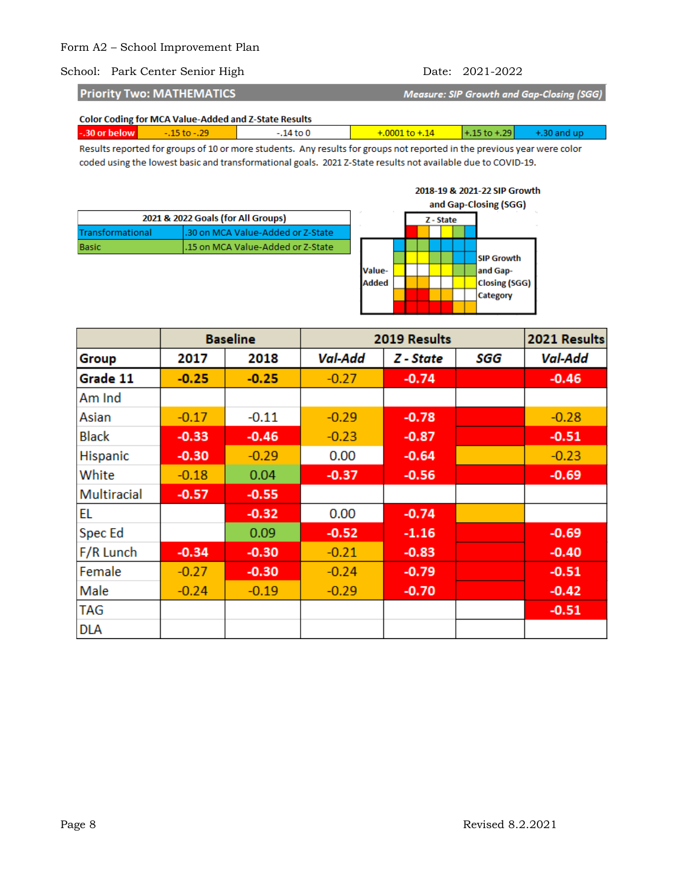Form A2 – School Improvement Plan

School: Park Center Senior High Date: 2021-2022

## Priority Two: MATHEMATICS

*Measure: SIP Growth and Gap-Closing (SGG)*

**Color Coding for MCA Value-Added and Z-State Results**

| -.30 or below | -.15 to -.29 | -.14 to 0 | +.0001 to +.14 | +.15 to +.29 | +.30 and up |
|---|---|---|---|---|---|

Results reported for groups of 10 or more students. Any results for groups not reported in the previous year were color coded using the lowest basic and transformational goals. 2021 Z-State results not available due to COVID-19.

| 2021 & 2022 Goals (for All Groups) | |
|---|---|
| Transformational | .30 on MCA Value-Added or Z-State |
| Basic | .15 on MCA Value-Added or Z-State |

**2018-19 & 2021-22 SIP Growth and Gap-Closing (SGG)**

(Grid: Z-State vs. Value-Added → SIP Growth and Gap-Closing (SGG) Category)

| | Baseline | | 2019 Results | | | 2021 Results |
|---|---|---|---|---|---|---|
| **Group** | **2017** | **2018** | ***Val-Add*** | ***Z - State*** | ***SGG*** | ***Val-Add*** |
| **Grade 11** | -0.25 | -0.25 | -0.27 | -0.74 | | -0.46 |
| Am Ind | | | | | | |
| Asian | -0.17 | -0.11 | -0.29 | -0.78 | | -0.28 |
| Black | -0.33 | -0.46 | -0.23 | -0.87 | | -0.51 |
| Hispanic | -0.30 | -0.29 | 0.00 | -0.64 | | -0.23 |
| White | -0.18 | 0.04 | -0.37 | -0.56 | | -0.69 |
| Multiracial | -0.57 | -0.55 | | | | |
| EL | | -0.32 | 0.00 | -0.74 | | |
| Spec Ed | | 0.09 | -0.52 | -1.16 | | -0.69 |
| F/R Lunch | -0.34 | -0.30 | -0.21 | -0.83 | | -0.40 |
| Female | -0.27 | -0.30 | -0.24 | -0.79 | | -0.51 |
| Male | -0.24 | -0.19 | -0.29 | -0.70 | | -0.42 |
| TAG | | | | | | -0.51 |
| DLA | | | | | | |

Revised 8.2.2021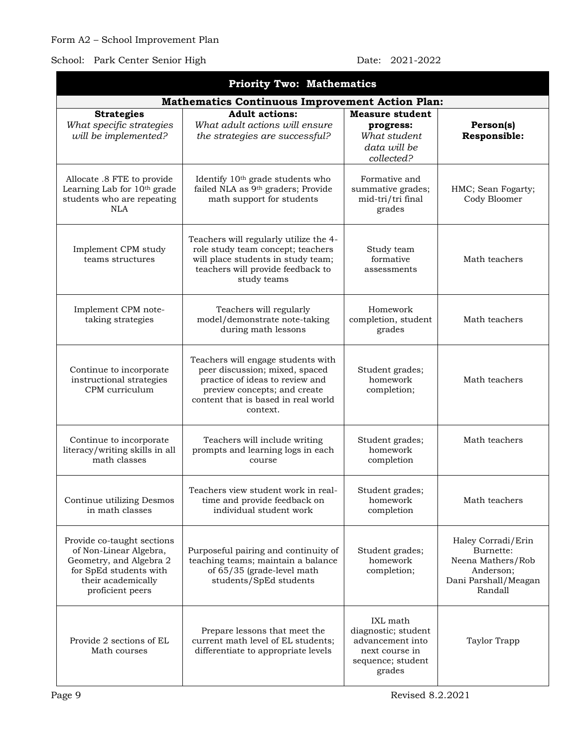Form A2 – School Improvement Plan

School: Park Center Senior High

Date: 2021-2022

## Priority Two: Mathematics

### Mathematics Continuous Improvement Action Plan:

| **Strategies** *What specific strategies will be implemented?* | **Adult actions:** *What adult actions will ensure the strategies are successful?* | **Measure student progress:** *What student data will be collected?* | **Person(s) Responsible:** |
|---|---|---|---|
| Allocate .8 FTE to provide Learning Lab for 10th grade students who are repeating NLA | Identify 10th grade students who failed NLA as 9th graders; Provide math support for students | Formative and summative grades; mid-tri/tri final grades | HMC; Sean Fogarty; Cody Bloomer |
| Implement CPM study teams structures | Teachers will regularly utilize the 4-role study team concept; teachers will place students in study team; teachers will provide feedback to study teams | Study team formative assessments | Math teachers |
| Implement CPM note-taking strategies | Teachers will regularly model/demonstrate note-taking during math lessons | Homework completion, student grades | Math teachers |
| Continue to incorporate instructional strategies CPM curriculum | Teachers will engage students with peer discussion; mixed, spaced practice of ideas to review and preview concepts; and create content that is based in real world context. | Student grades; homework completion; | Math teachers |
| Continue to incorporate literacy/writing skills in all math classes | Teachers will include writing prompts and learning logs in each course | Student grades; homework completion | Math teachers |
| Continue utilizing Desmos in math classes | Teachers view student work in real-time and provide feedback on individual student work | Student grades; homework completion | Math teachers |
| Provide co-taught sections of Non-Linear Algebra, Geometry, and Algebra 2 for SpEd students with their academically proficient peers | Purposeful pairing and continuity of teaching teams; maintain a balance of 65/35 (grade-level math students/SpEd students | Student grades; homework completion; | Haley Corradi/Erin Burnette: Neena Mathers/Rob Anderson; Dani Parshall/Meagan Randall |
| Provide 2 sections of EL Math courses | Prepare lessons that meet the current math level of EL students; differentiate to appropriate levels | IXL math diagnostic; student advancement into next course in sequence; student grades | Taylor Trapp |

Revised 8.2.2021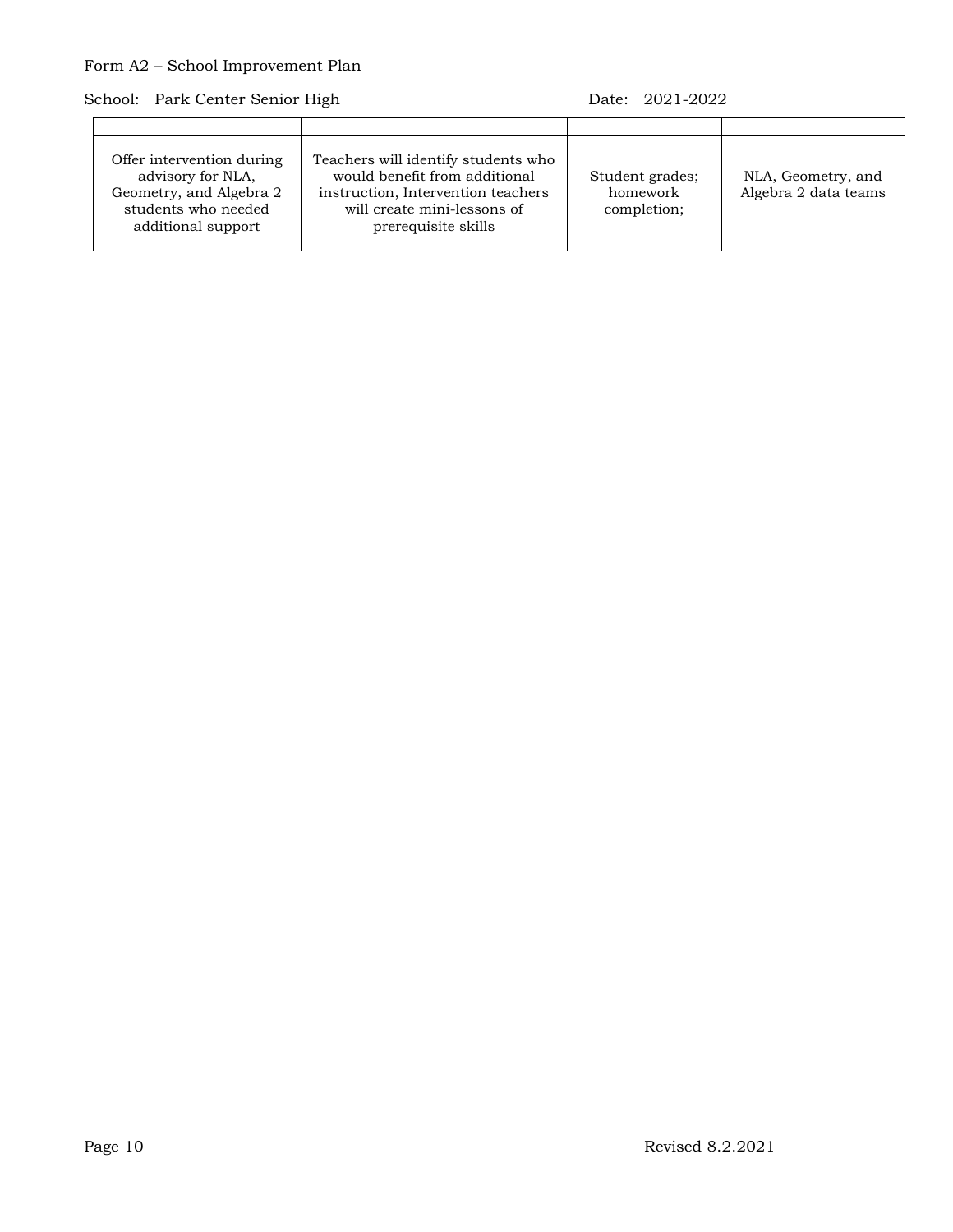Form A2 – School Improvement Plan

School: Park Center Senior High Date: 2021-2022

| | | | |
|---|---|---|---|
| Offer intervention during advisory for NLA, Geometry, and Algebra 2 students who needed additional support | Teachers will identify students who would benefit from additional instruction, Intervention teachers will create mini-lessons of prerequisite skills | Student grades; homework completion; | NLA, Geometry, and Algebra 2 data teams |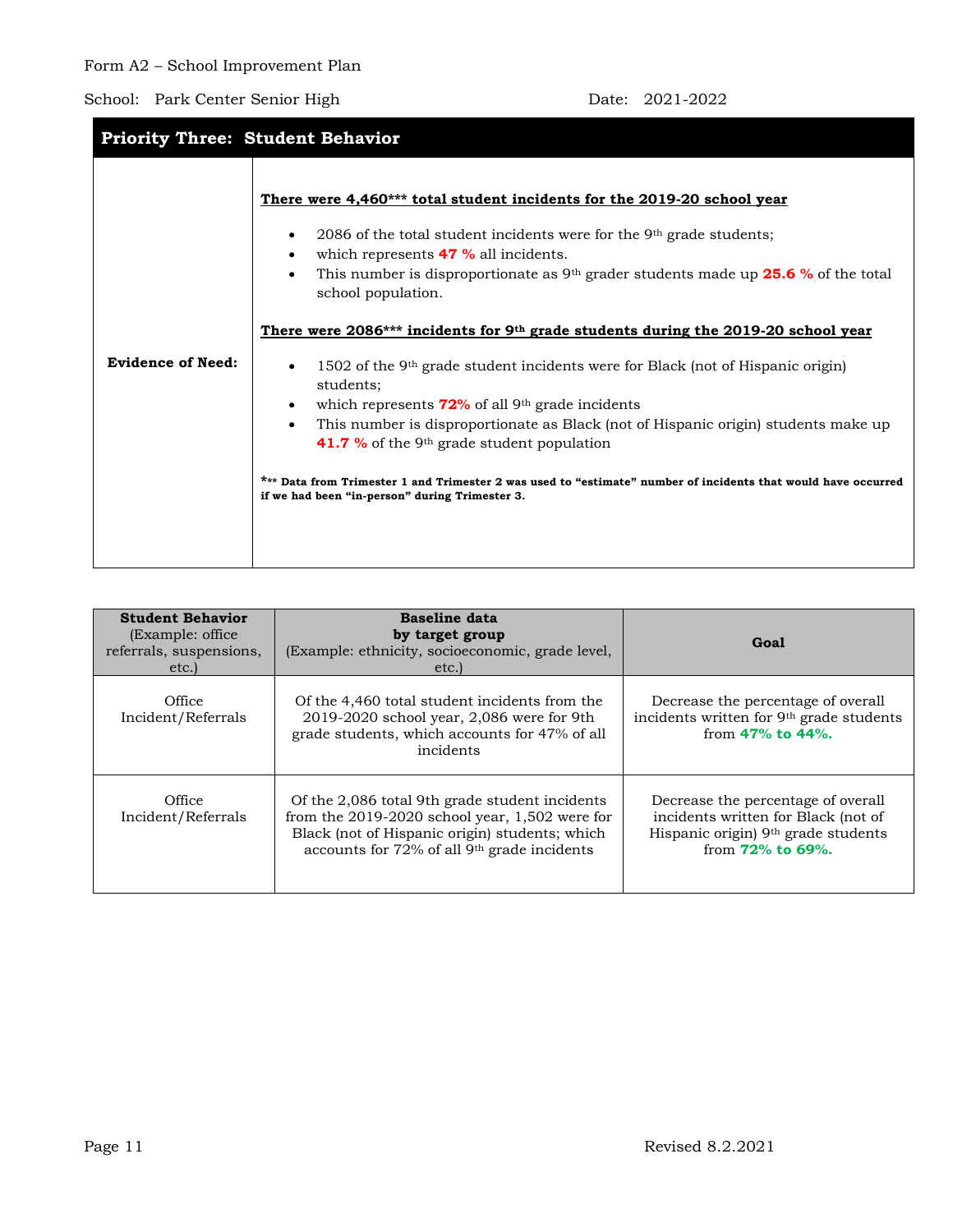Form A2 – School Improvement Plan

School: Park Center Senior High Date: 2021-2022

| **Priority Three: Student Behavior** | |
|---|---|
| **Evidence of Need:** | **There were 4,460*** total student incidents for the 2019-20 school year**<br><br>• 2086 of the total student incidents were for the 9th grade students;<br>• which represents **47 %** all incidents.<br>• This number is disproportionate as 9th grader students made up **25.6 %** of the total school population.<br><br>**There were 2086*** incidents for 9th grade students during the 2019-20 school year**<br><br>• 1502 of the 9th grade student incidents were for Black (not of Hispanic origin) students;<br>• which represents **72%** of all 9th grade incidents<br>• This number is disproportionate as Black (not of Hispanic origin) students make up **41.7 %** of the 9th grade student population<br><br>***** Data from Trimester 1 and Trimester 2 was used to "estimate" number of incidents that would have occurred if we had been "in-person" during Trimester 3.** |

| **Student Behavior** (Example: office referrals, suspensions, etc.) | **Baseline data by target group** (Example: ethnicity, socioeconomic, grade level, etc.) | **Goal** |
|---|---|---|
| Office Incident/Referrals | Of the 4,460 total student incidents from the 2019-2020 school year, 2,086 were for 9th grade students, which accounts for 47% of all incidents | Decrease the percentage of overall incidents written for 9th grade students from **47% to 44%.** |
| Office Incident/Referrals | Of the 2,086 total 9th grade student incidents from the 2019-2020 school year, 1,502 were for Black (not of Hispanic origin) students; which accounts for 72% of all 9th grade incidents | Decrease the percentage of overall incidents written for Black (not of Hispanic origin) 9th grade students from **72% to 69%.** |

Revised 8.2.2021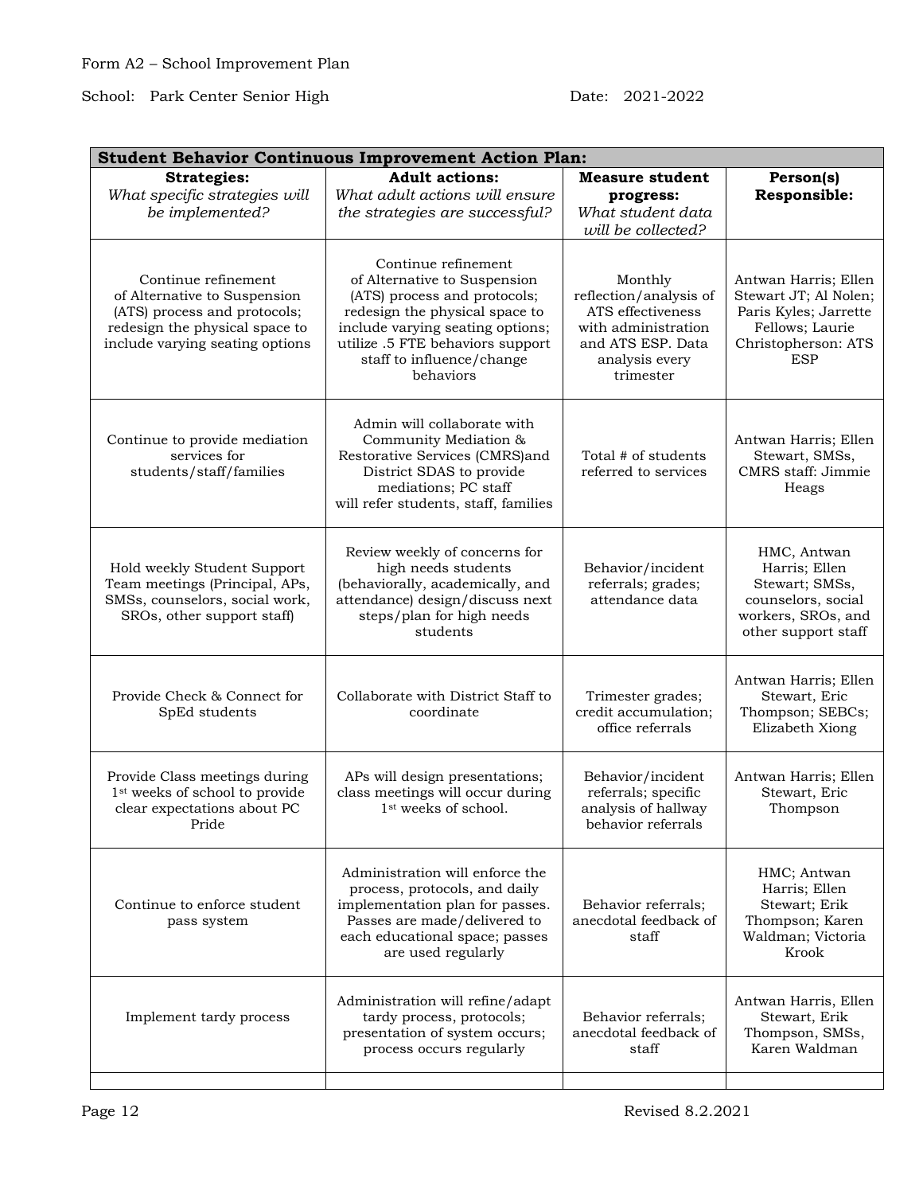Form A2 – School Improvement Plan

School: Park Center Senior High

Date: 2021-2022

| **Student Behavior Continuous Improvement Action Plan:** | | | |
|---|---|---|---|
| **Strategies:** *What specific strategies will be implemented?* | **Adult actions:** *What adult actions will ensure the strategies are successful?* | **Measure student progress:** *What student data will be collected?* | **Person(s) Responsible:** |
| Continue refinement of Alternative to Suspension (ATS) process and protocols; redesign the physical space to include varying seating options | Continue refinement of Alternative to Suspension (ATS) process and protocols; redesign the physical space to include varying seating options; utilize .5 FTE behaviors support staff to influence/change behaviors | Monthly reflection/analysis of ATS effectiveness with administration and ATS ESP. Data analysis every trimester | Antwan Harris; Ellen Stewart JT; Al Nolen; Paris Kyles; Jarrette Fellows; Laurie Christopherson: ATS ESP |
| Continue to provide mediation services for students/staff/families | Admin will collaborate with Community Mediation & Restorative Services (CMRS)and District SDAS to provide mediations; PC staff will refer students, staff, families | Total # of students referred to services | Antwan Harris; Ellen Stewart, SMSs, CMRS staff: Jimmie Heags |
| Hold weekly Student Support Team meetings (Principal, APs, SMSs, counselors, social work, SROs, other support staff) | Review weekly of concerns for high needs students (behaviorally, academically, and attendance) design/discuss next steps/plan for high needs students | Behavior/incident referrals; grades; attendance data | HMC, Antwan Harris; Ellen Stewart; SMSs, counselors, social workers, SROs, and other support staff |
| Provide Check & Connect for SpEd students | Collaborate with District Staff to coordinate | Trimester grades; credit accumulation; office referrals | Antwan Harris; Ellen Stewart, Eric Thompson; SEBCs; Elizabeth Xiong |
| Provide Class meetings during 1st weeks of school to provide clear expectations about PC Pride | APs will design presentations; class meetings will occur during 1st weeks of school. | Behavior/incident referrals; specific analysis of hallway behavior referrals | Antwan Harris; Ellen Stewart, Eric Thompson |
| Continue to enforce student pass system | Administration will enforce the process, protocols, and daily implementation plan for passes. Passes are made/delivered to each educational space; passes are used regularly | Behavior referrals; anecdotal feedback of staff | HMC; Antwan Harris; Ellen Stewart; Erik Thompson; Karen Waldman; Victoria Krook |
| Implement tardy process | Administration will refine/adapt tardy process, protocols; presentation of system occurs; process occurs regularly | Behavior referrals; anecdotal feedback of staff | Antwan Harris, Ellen Stewart, Erik Thompson, SMSs, Karen Waldman |
| | | | |

Revised 8.2.2021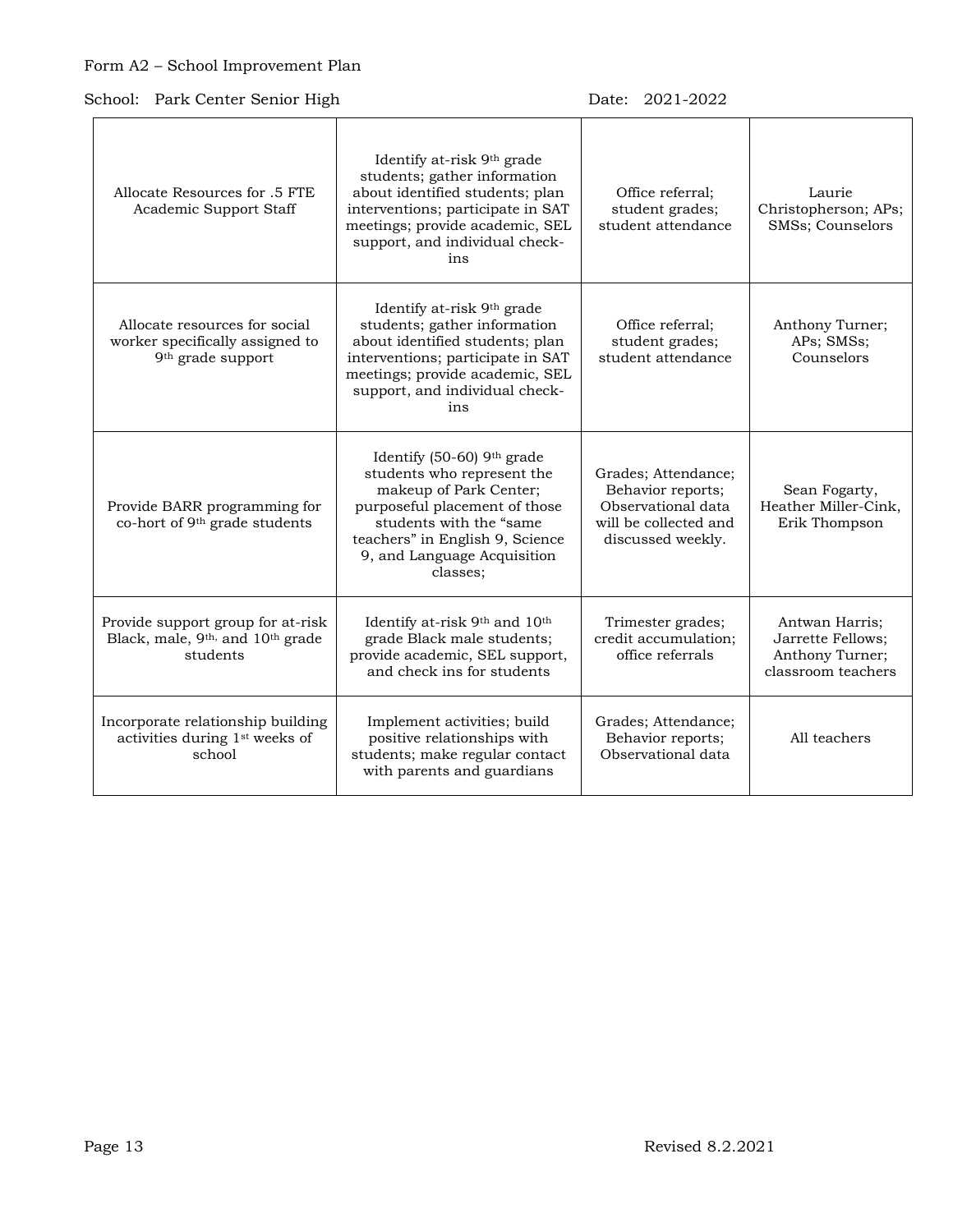Form A2 – School Improvement Plan

School: Park Center Senior High Date: 2021-2022

| | | | |
|---|---|---|---|
| Allocate Resources for .5 FTE Academic Support Staff | Identify at-risk 9th grade students; gather information about identified students; plan interventions; participate in SAT meetings; provide academic, SEL support, and individual check-ins | Office referral; student grades; student attendance | Laurie Christopherson; APs; SMSs; Counselors |
| Allocate resources for social worker specifically assigned to 9th grade support | Identify at-risk 9th grade students; gather information about identified students; plan interventions; participate in SAT meetings; provide academic, SEL support, and individual check-ins | Office referral; student grades; student attendance | Anthony Turner; APs; SMSs; Counselors |
| Provide BARR programming for co-hort of 9th grade students | Identify (50-60) 9th grade students who represent the makeup of Park Center; purposeful placement of those students with the "same teachers" in English 9, Science 9, and Language Acquisition classes; | Grades; Attendance; Behavior reports; Observational data will be collected and discussed weekly. | Sean Fogarty, Heather Miller-Cink, Erik Thompson |
| Provide support group for at-risk Black, male, 9th, and 10th grade students | Identify at-risk 9th and 10th grade Black male students; provide academic, SEL support, and check ins for students | Trimester grades; credit accumulation; office referrals | Antwan Harris; Jarrette Fellows; Anthony Turner; classroom teachers |
| Incorporate relationship building activities during 1st weeks of school | Implement activities; build positive relationships with students; make regular contact with parents and guardians | Grades; Attendance; Behavior reports; Observational data | All teachers |

Revised 8.2.2021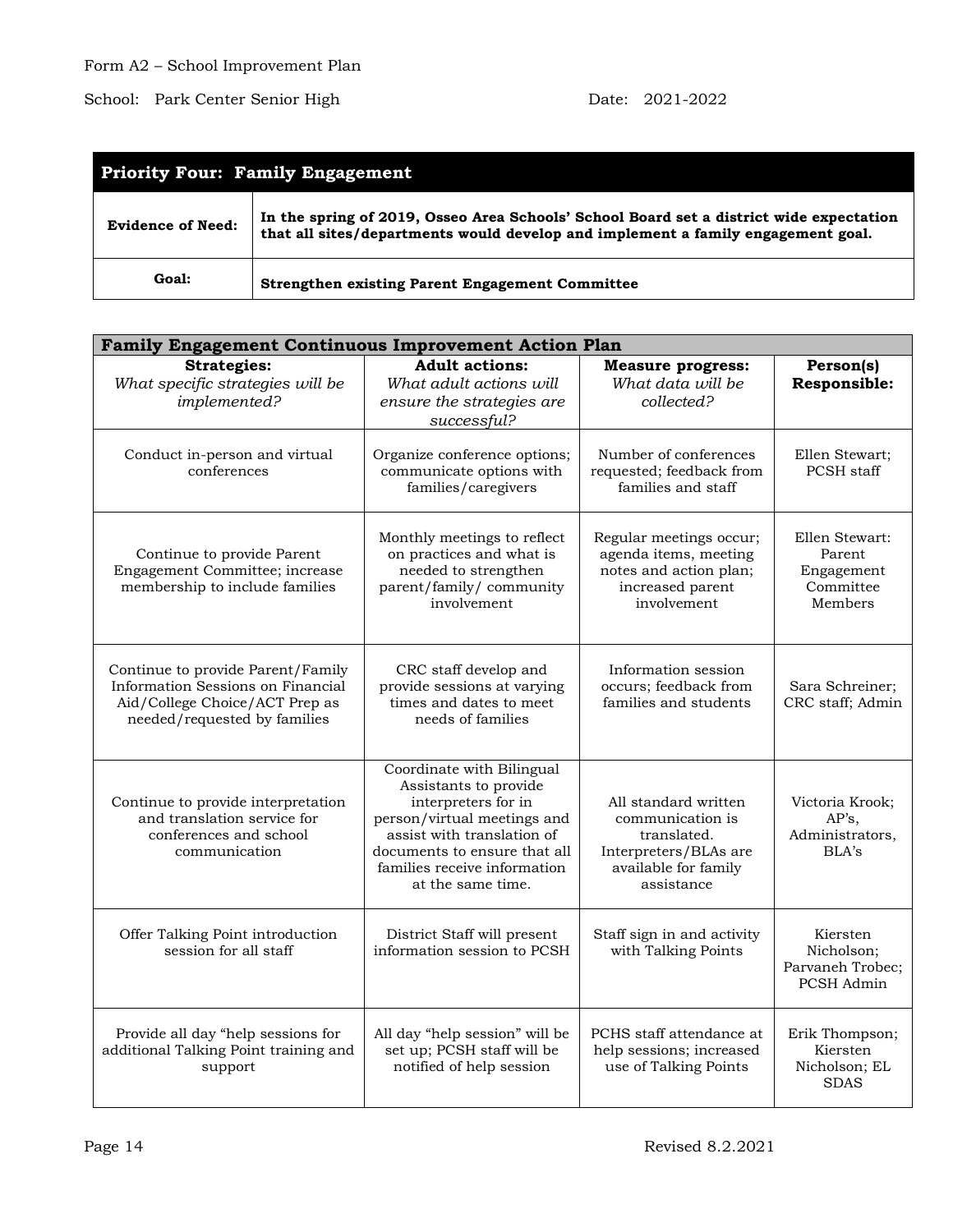Form A2 – School Improvement Plan

School: Park Center Senior High Date: 2021-2022

| **Priority Four: Family Engagement** | |
|---|---|
| **Evidence of Need:** | **In the spring of 2019, Osseo Area Schools' School Board set a district wide expectation that all sites/departments would develop and implement a family engagement goal.** |
| **Goal:** | **Strengthen existing Parent Engagement Committee** |

**Family Engagement Continuous Improvement Action Plan**

| **Strategies:** *What specific strategies will be implemented?* | **Adult actions:** *What adult actions will ensure the strategies are successful?* | **Measure progress:** *What data will be collected?* | **Person(s) Responsible:** |
|---|---|---|---|
| Conduct in-person and virtual conferences | Organize conference options; communicate options with families/caregivers | Number of conferences requested; feedback from families and staff | Ellen Stewart; PCSH staff |
| Continue to provide Parent Engagement Committee; increase membership to include families | Monthly meetings to reflect on practices and what is needed to strengthen parent/family/ community involvement | Regular meetings occur; agenda items, meeting notes and action plan; increased parent involvement | Ellen Stewart: Parent Engagement Committee Members |
| Continue to provide Parent/Family Information Sessions on Financial Aid/College Choice/ACT Prep as needed/requested by families | CRC staff develop and provide sessions at varying times and dates to meet needs of families | Information session occurs; feedback from families and students | Sara Schreiner; CRC staff; Admin |
| Continue to provide interpretation and translation service for conferences and school communication | Coordinate with Bilingual Assistants to provide interpreters for in person/virtual meetings and assist with translation of documents to ensure that all families receive information at the same time. | All standard written communication is translated. Interpreters/BLAs are available for family assistance | Victoria Krook; AP's, Administrators, BLA's |
| Offer Talking Point introduction session for all staff | District Staff will present information session to PCSH | Staff sign in and activity with Talking Points | Kiersten Nicholson; Parvaneh Trobec; PCSH Admin |
| Provide all day "help sessions for additional Talking Point training and support | All day "help session" will be set up; PCSH staff will be notified of help session | PCHS staff attendance at help sessions; increased use of Talking Points | Erik Thompson; Kiersten Nicholson; EL SDAS |

Revised 8.2.2021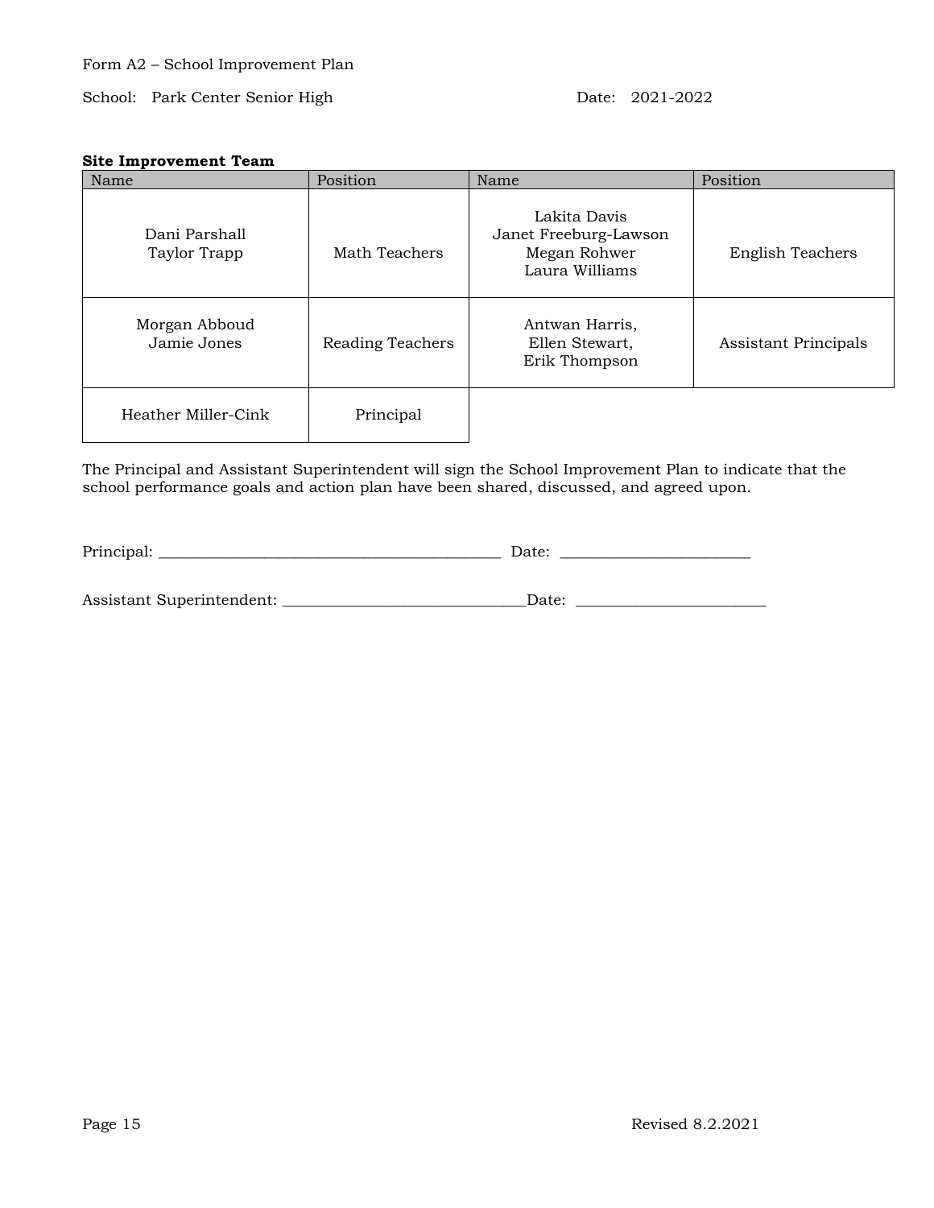Form A2 – School Improvement Plan

School: Park Center Senior High  Date: 2021-2022

**Site Improvement Team**

| Name | Position | Name | Position |
|---|---|---|---|
| Dani Parshall<br>Taylor Trapp | Math Teachers | Lakita Davis<br>Janet Freeburg-Lawson<br>Megan Rohwer<br>Laura Williams | English Teachers |
| Morgan Abboud<br>Jamie Jones | Reading Teachers | Antwan Harris,<br>Ellen Stewart,<br>Erik Thompson | Assistant Principals |
| Heather Miller-Cink | Principal | | |

The Principal and Assistant Superintendent will sign the School Improvement Plan to indicate that the school performance goals and action plan have been shared, discussed, and agreed upon.

Principal: ___________________________________________ Date: ________________________

Assistant Superintendent: ______________________________Date: ________________________

Revised 8.2.2021